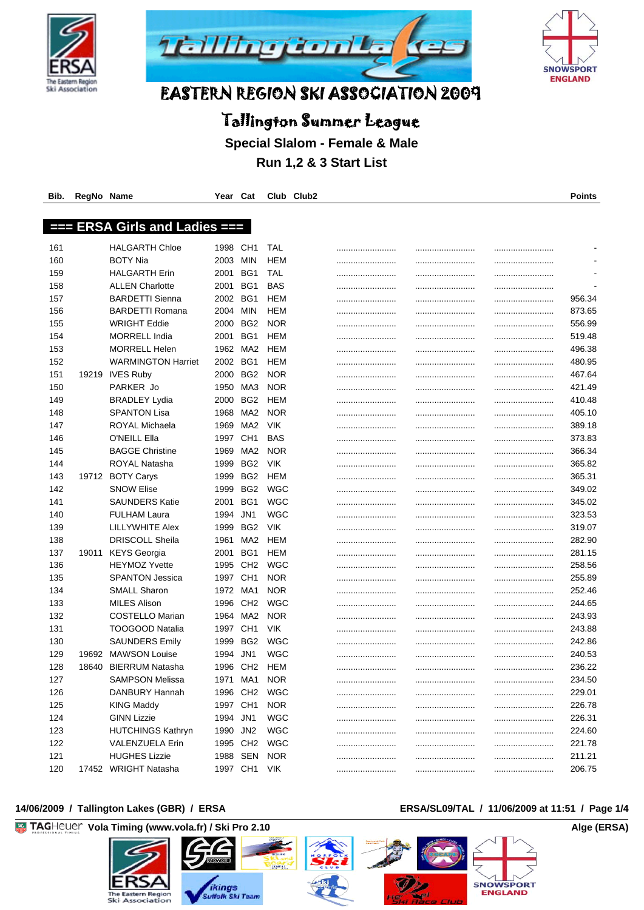# EASTERN REGION SKI ASSOCIATION 2009

## Tallington Summer League

### Special Slalom - Female & Male

### Run 1,2 & 3 Start List

## === ERSA Girls and Ladies ===

| Bib. | RegNo | Name | Year | Cat | Club | Club2 | | | | Points |
|---|---|---|---|---|---|---|---|---|---|---|
| 161 | | HALGARTH Chloe | 1998 | CH1 | TAL | | ......................... | ......................... | ......................... | - |
| 160 | | BOTY Nia | 2003 | MIN | HEM | | ......................... | ......................... | ......................... | - |
| 159 | | HALGARTH Erin | 2001 | BG1 | TAL | | ......................... | ......................... | ......................... | - |
| 158 | | ALLEN Charlotte | 2001 | BG1 | BAS | | ......................... | ......................... | ......................... | - |
| 157 | | BARDETTI Sienna | 2002 | BG1 | HEM | | ......................... | ......................... | ......................... | 956.34 |
| 156 | | BARDETTI Romana | 2004 | MIN | HEM | | ......................... | ......................... | ......................... | 873.65 |
| 155 | | WRIGHT Eddie | 2000 | BG2 | NOR | | ......................... | ......................... | ......................... | 556.99 |
| 154 | | MORRELL India | 2001 | BG1 | HEM | | ......................... | ......................... | ......................... | 519.48 |
| 153 | | MORRELL Helen | 1962 | MA2 | HEM | | ......................... | ......................... | ......................... | 496.38 |
| 152 | | WARMINGTON Harriet | 2002 | BG1 | HEM | | ......................... | ......................... | ......................... | 480.95 |
| 151 | 19219 | IVES Ruby | 2000 | BG2 | NOR | | ......................... | ......................... | ......................... | 467.64 |
| 150 | | PARKER Jo | 1950 | MA3 | NOR | | ......................... | ......................... | ......................... | 421.49 |
| 149 | | BRADLEY Lydia | 2000 | BG2 | HEM | | ......................... | ......................... | ......................... | 410.48 |
| 148 | | SPANTON Lisa | 1968 | MA2 | NOR | | ......................... | ......................... | ......................... | 405.10 |
| 147 | | ROYAL Michaela | 1969 | MA2 | VIK | | ......................... | ......................... | ......................... | 389.18 |
| 146 | | O'NEILL Ella | 1997 | CH1 | BAS | | ......................... | ......................... | ......................... | 373.83 |
| 145 | | BAGGE Christine | 1969 | MA2 | NOR | | ......................... | ......................... | ......................... | 366.34 |
| 144 | | ROYAL Natasha | 1999 | BG2 | VIK | | ......................... | ......................... | ......................... | 365.82 |
| 143 | 19712 | BOTY Carys | 1999 | BG2 | HEM | | ......................... | ......................... | ......................... | 365.31 |
| 142 | | SNOW Elise | 1999 | BG2 | WGC | | ......................... | ......................... | ......................... | 349.02 |
| 141 | | SAUNDERS Katie | 2001 | BG1 | WGC | | ......................... | ......................... | ......................... | 345.02 |
| 140 | | FULHAM Laura | 1994 | JN1 | WGC | | ......................... | ......................... | ......................... | 323.53 |
| 139 | | LILLYWHITE Alex | 1999 | BG2 | VIK | | ......................... | ......................... | ......................... | 319.07 |
| 138 | | DRISCOLL Sheila | 1961 | MA2 | HEM | | ......................... | ......................... | ......................... | 282.90 |
| 137 | 19011 | KEYS Georgia | 2001 | BG1 | HEM | | ......................... | ......................... | ......................... | 281.15 |
| 136 | | HEYMOZ Yvette | 1995 | CH2 | WGC | | ......................... | ......................... | ......................... | 258.56 |
| 135 | | SPANTON Jessica | 1997 | CH1 | NOR | | ......................... | ......................... | ......................... | 255.89 |
| 134 | | SMALL Sharon | 1972 | MA1 | NOR | | ......................... | ......................... | ......................... | 252.46 |
| 133 | | MILES Alison | 1996 | CH2 | WGC | | ......................... | ......................... | ......................... | 244.65 |
| 132 | | COSTELLO Marian | 1964 | MA2 | NOR | | ......................... | ......................... | ......................... | 243.93 |
| 131 | | TOOGOOD Natalia | 1997 | CH1 | VIK | | ......................... | ......................... | ......................... | 243.88 |
| 130 | | SAUNDERS Emily | 1999 | BG2 | WGC | | ......................... | ......................... | ......................... | 242.86 |
| 129 | 19692 | MAWSON Louise | 1994 | JN1 | WGC | | ......................... | ......................... | ......................... | 240.53 |
| 128 | 18640 | BIERRUM Natasha | 1996 | CH2 | HEM | | ......................... | ......................... | ......................... | 236.22 |
| 127 | | SAMPSON Melissa | 1971 | MA1 | NOR | | ......................... | ......................... | ......................... | 234.50 |
| 126 | | DANBURY Hannah | 1996 | CH2 | WGC | | ......................... | ......................... | ......................... | 229.01 |
| 125 | | KING Maddy | 1997 | CH1 | NOR | | ......................... | ......................... | ......................... | 226.78 |
| 124 | | GINN Lizzie | 1994 | JN1 | WGC | | ......................... | ......................... | ......................... | 226.31 |
| 123 | | HUTCHINGS Kathryn | 1990 | JN2 | WGC | | ......................... | ......................... | ......................... | 224.60 |
| 122 | | VALENZUELA Erin | 1995 | CH2 | WGC | | ......................... | ......................... | ......................... | 221.78 |
| 121 | | HUGHES Lizzie | 1988 | SEN | NOR | | ......................... | ......................... | ......................... | 211.21 |
| 120 | 17452 | WRIGHT Natasha | 1997 | CH1 | VIK | | ......................... | ......................... | ......................... | 206.75 |

**14/06/2009 / Tallington Lakes (GBR) / ERSA** — **ERSA/SL09/TAL / 11/06/2009 at 11:51**

**Vola Timing (www.vola.fr) / Ski Pro 2.10** — **Alge (ERSA)**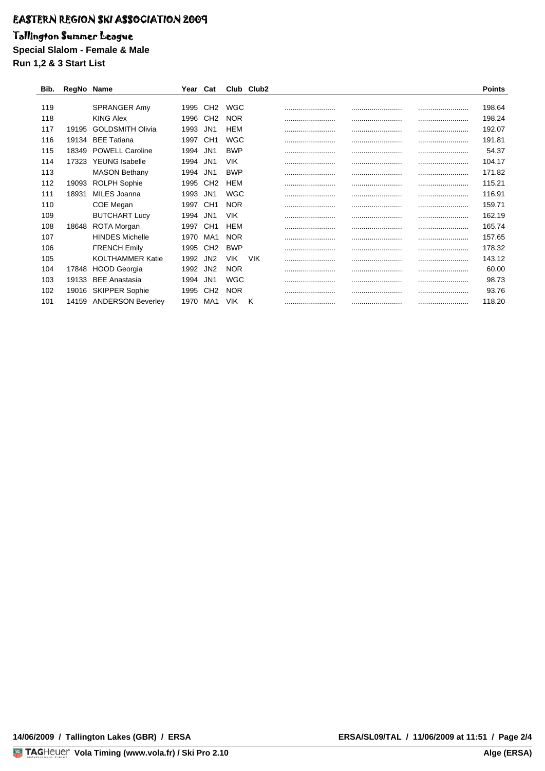# EASTERN REGION SKI ASSOCIATION 2009

## Tallington Summer League

**Special Slalom - Female & Male**

**Run 1,2 & 3 Start List**

| Bib. | RegNo | Name | Year | Cat | Club | Club2 | | | | Points |
|---|---|---|---|---|---|---|---|---|---|---|
| 119 | | SPRANGER Amy | 1995 | CH2 | WGC | | .......................... | .......................... | .......................... | 198.64 |
| 118 | | KING Alex | 1996 | CH2 | NOR | | .......................... | .......................... | .......................... | 198.24 |
| 117 | 19195 | GOLDSMITH Olivia | 1993 | JN1 | HEM | | .......................... | .......................... | .......................... | 192.07 |
| 116 | 19134 | BEE Tatiana | 1997 | CH1 | WGC | | .......................... | .......................... | .......................... | 191.81 |
| 115 | 18349 | POWELL Caroline | 1994 | JN1 | BWP | | .......................... | .......................... | .......................... | 54.37 |
| 114 | 17323 | YEUNG Isabelle | 1994 | JN1 | VIK | | .......................... | .......................... | .......................... | 104.17 |
| 113 | | MASON Bethany | 1994 | JN1 | BWP | | .......................... | .......................... | .......................... | 171.82 |
| 112 | 19093 | ROLPH Sophie | 1995 | CH2 | HEM | | .......................... | .......................... | .......................... | 115.21 |
| 111 | 18931 | MILES Joanna | 1993 | JN1 | WGC | | .......................... | .......................... | .......................... | 116.91 |
| 110 | | COE Megan | 1997 | CH1 | NOR | | .......................... | .......................... | .......................... | 159.71 |
| 109 | | BUTCHART Lucy | 1994 | JN1 | VIK | | .......................... | .......................... | .......................... | 162.19 |
| 108 | 18648 | ROTA Morgan | 1997 | CH1 | HEM | | .......................... | .......................... | .......................... | 165.74 |
| 107 | | HINDES Michelle | 1970 | MA1 | NOR | | .......................... | .......................... | .......................... | 157.65 |
| 106 | | FRENCH Emily | 1995 | CH2 | BWP | | .......................... | .......................... | .......................... | 178.32 |
| 105 | | KOLTHAMMER Katie | 1992 | JN2 | VIK | VIK | .......................... | .......................... | .......................... | 143.12 |
| 104 | 17848 | HOOD Georgia | 1992 | JN2 | NOR | | .......................... | .......................... | .......................... | 60.00 |
| 103 | 19133 | BEE Anastasia | 1994 | JN1 | WGC | | .......................... | .......................... | .......................... | 98.73 |
| 102 | 19016 | SKIPPER Sophie | 1995 | CH2 | NOR | | .......................... | .......................... | .......................... | 93.76 |
| 101 | 14159 | ANDERSON Beverley | 1970 | MA1 | VIK | K | .......................... | .......................... | .......................... | 118.20 |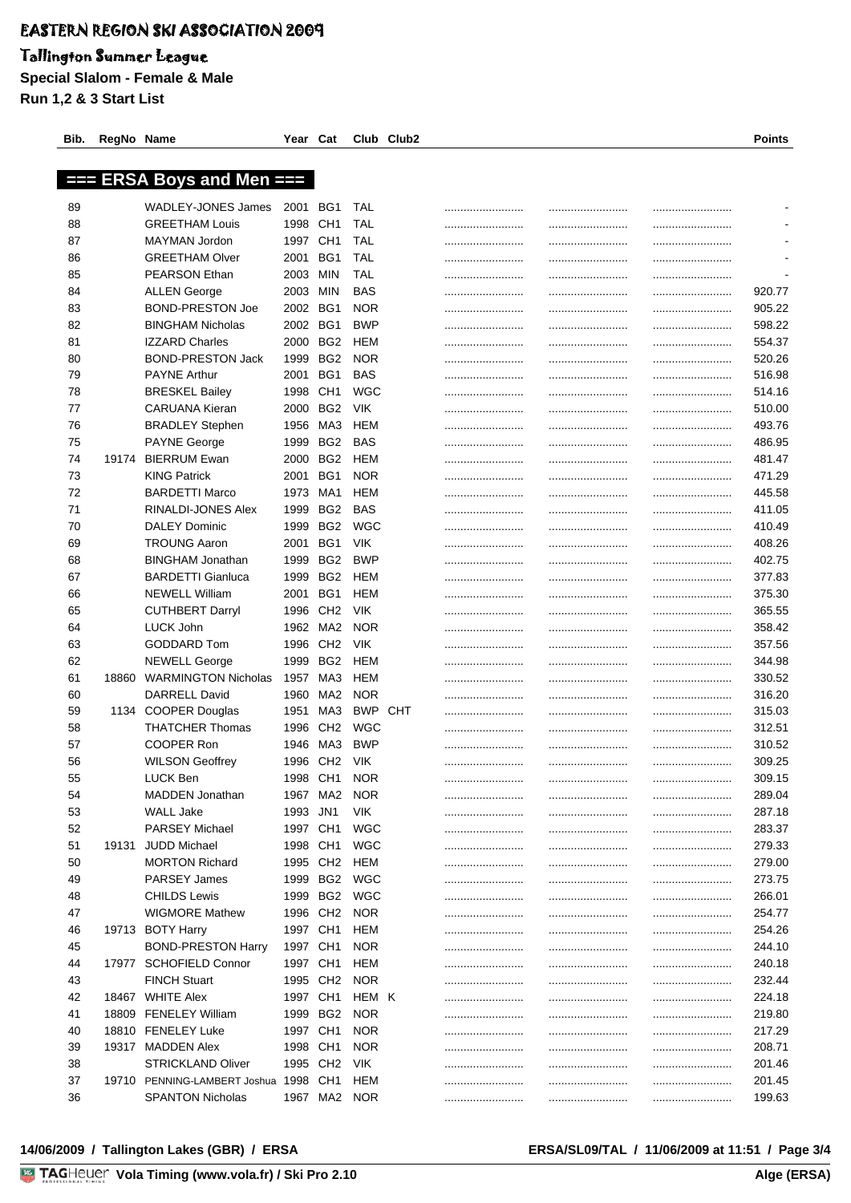# EASTERN REGION SKI ASSOCIATION 2009

## Tallington Summer League

**Special Slalom - Female & Male**

**Run 1,2 & 3 Start List**

| Bib. | RegNo | Name | Year | Cat | Club | Club2 | | | | Points |
|---|---|---|---|---|---|---|---|---|---|---|
| **=== ERSA Boys and Men ===** | | | | | | | | | | |
| 89 | | WADLEY-JONES James | 2001 | BG1 | TAL | | ......................... | ......................... | ......................... | - |
| 88 | | GREETHAM Louis | 1998 | CH1 | TAL | | ......................... | ......................... | ......................... | - |
| 87 | | MAYMAN Jordon | 1997 | CH1 | TAL | | ......................... | ......................... | ......................... | - |
| 86 | | GREETHAM Olver | 2001 | BG1 | TAL | | ......................... | ......................... | ......................... | - |
| 85 | | PEARSON Ethan | 2003 | MIN | TAL | | ......................... | ......................... | ......................... | - |
| 84 | | ALLEN George | 2003 | MIN | BAS | | ......................... | ......................... | ......................... | 920.77 |
| 83 | | BOND-PRESTON Joe | 2002 | BG1 | NOR | | ......................... | ......................... | ......................... | 905.22 |
| 82 | | BINGHAM Nicholas | 2002 | BG1 | BWP | | ......................... | ......................... | ......................... | 598.22 |
| 81 | | IZZARD Charles | 2000 | BG2 | HEM | | ......................... | ......................... | ......................... | 554.37 |
| 80 | | BOND-PRESTON Jack | 1999 | BG2 | NOR | | ......................... | ......................... | ......................... | 520.26 |
| 79 | | PAYNE Arthur | 2001 | BG1 | BAS | | ......................... | ......................... | ......................... | 516.98 |
| 78 | | BRESKEL Bailey | 1998 | CH1 | WGC | | ......................... | ......................... | ......................... | 514.16 |
| 77 | | CARUANA Kieran | 2000 | BG2 | VIK | | ......................... | ......................... | ......................... | 510.00 |
| 76 | | BRADLEY Stephen | 1956 | MA3 | HEM | | ......................... | ......................... | ......................... | 493.76 |
| 75 | | PAYNE George | 1999 | BG2 | BAS | | ......................... | ......................... | ......................... | 486.95 |
| 74 | 19174 | BIERRUM Ewan | 2000 | BG2 | HEM | | ......................... | ......................... | ......................... | 481.47 |
| 73 | | KING Patrick | 2001 | BG1 | NOR | | ......................... | ......................... | ......................... | 471.29 |
| 72 | | BARDETTI Marco | 1973 | MA1 | HEM | | ......................... | ......................... | ......................... | 445.58 |
| 71 | | RINALDI-JONES Alex | 1999 | BG2 | BAS | | ......................... | ......................... | ......................... | 411.05 |
| 70 | | DALEY Dominic | 1999 | BG2 | WGC | | ......................... | ......................... | ......................... | 410.49 |
| 69 | | TROUNG Aaron | 2001 | BG1 | VIK | | ......................... | ......................... | ......................... | 408.26 |
| 68 | | BINGHAM Jonathan | 1999 | BG2 | BWP | | ......................... | ......................... | ......................... | 402.75 |
| 67 | | BARDETTI Gianluca | 1999 | BG2 | HEM | | ......................... | ......................... | ......................... | 377.83 |
| 66 | | NEWELL William | 2001 | BG1 | HEM | | ......................... | ......................... | ......................... | 375.30 |
| 65 | | CUTHBERT Darryl | 1996 | CH2 | VIK | | ......................... | ......................... | ......................... | 365.55 |
| 64 | | LUCK John | 1962 | MA2 | NOR | | ......................... | ......................... | ......................... | 358.42 |
| 63 | | GODDARD Tom | 1996 | CH2 | VIK | | ......................... | ......................... | ......................... | 357.56 |
| 62 | | NEWELL George | 1999 | BG2 | HEM | | ......................... | ......................... | ......................... | 344.98 |
| 61 | 18860 | WARMINGTON Nicholas | 1957 | MA3 | HEM | | ......................... | ......................... | ......................... | 330.52 |
| 60 | | DARRELL David | 1960 | MA2 | NOR | | ......................... | ......................... | ......................... | 316.20 |
| 59 | 1134 | COOPER Douglas | 1951 | MA3 | BWP | CHT | ......................... | ......................... | ......................... | 315.03 |
| 58 | | THATCHER Thomas | 1996 | CH2 | WGC | | ......................... | ......................... | ......................... | 312.51 |
| 57 | | COOPER Ron | 1946 | MA3 | BWP | | ......................... | ......................... | ......................... | 310.52 |
| 56 | | WILSON Geoffrey | 1996 | CH2 | VIK | | ......................... | ......................... | ......................... | 309.25 |
| 55 | | LUCK Ben | 1998 | CH1 | NOR | | ......................... | ......................... | ......................... | 309.15 |
| 54 | | MADDEN Jonathan | 1967 | MA2 | NOR | | ......................... | ......................... | ......................... | 289.04 |
| 53 | | WALL Jake | 1993 | JN1 | VIK | | ......................... | ......................... | ......................... | 287.18 |
| 52 | | PARSEY Michael | 1997 | CH1 | WGC | | ......................... | ......................... | ......................... | 283.37 |
| 51 | 19131 | JUDD Michael | 1998 | CH1 | WGC | | ......................... | ......................... | ......................... | 279.33 |
| 50 | | MORTON Richard | 1995 | CH2 | HEM | | ......................... | ......................... | ......................... | 279.00 |
| 49 | | PARSEY James | 1999 | BG2 | WGC | | ......................... | ......................... | ......................... | 273.75 |
| 48 | | CHILDS Lewis | 1999 | BG2 | WGC | | ......................... | ......................... | ......................... | 266.01 |
| 47 | | WIGMORE Mathew | 1996 | CH2 | NOR | | ......................... | ......................... | ......................... | 254.77 |
| 46 | 19713 | BOTY Harry | 1997 | CH1 | HEM | | ......................... | ......................... | ......................... | 254.26 |
| 45 | | BOND-PRESTON Harry | 1997 | CH1 | NOR | | ......................... | ......................... | ......................... | 244.10 |
| 44 | 17977 | SCHOFIELD Connor | 1997 | CH1 | HEM | | ......................... | ......................... | ......................... | 240.18 |
| 43 | | FINCH Stuart | 1995 | CH2 | NOR | | ......................... | ......................... | ......................... | 232.44 |
| 42 | 18467 | WHITE Alex | 1997 | CH1 | HEM | K | ......................... | ......................... | ......................... | 224.18 |
| 41 | 18809 | FENELEY William | 1999 | BG2 | NOR | | ......................... | ......................... | ......................... | 219.80 |
| 40 | 18810 | FENELEY Luke | 1997 | CH1 | NOR | | ......................... | ......................... | ......................... | 217.29 |
| 39 | 19317 | MADDEN Alex | 1998 | CH1 | NOR | | ......................... | ......................... | ......................... | 208.71 |
| 38 | | STRICKLAND Oliver | 1995 | CH2 | VIK | | ......................... | ......................... | ......................... | 201.46 |
| 37 | 19710 | PENNING-LAMBERT Joshua | 1998 | CH1 | HEM | | ......................... | ......................... | ......................... | 201.45 |
| 36 | | SPANTON Nicholas | 1967 | MA2 | NOR | | ......................... | ......................... | ......................... | 199.63 |

14/06/2009 / Tallington Lakes (GBR) / ERSA

ERSA/SL09/TAL / 11/06/2009 at 11:51

TAGHeuer Vola Timing (www.vola.fr) / Ski Pro 2.10

Alge (ERSA)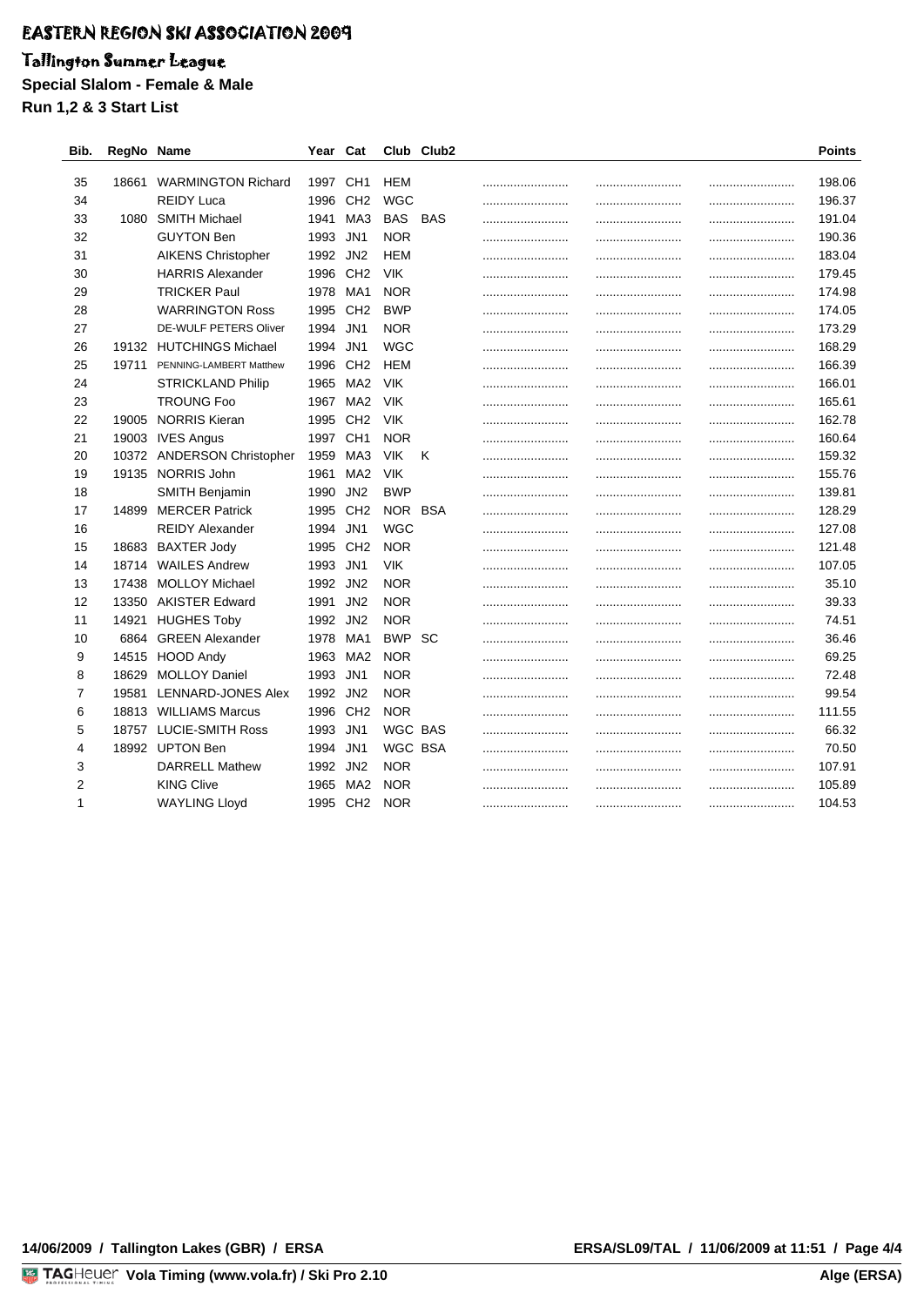# EASTERN REGION SKI ASSOCIATION 2009

## Tallington Summer League

**Special Slalom - Female & Male**

**Run 1,2 & 3 Start List**

| Bib. | RegNo | Name | Year | Cat | Club | Club2 | | | | Points |
|---|---|---|---|---|---|---|---|---|---|---|
| 35 | 18661 | WARMINGTON Richard | 1997 | CH1 | HEM | | ......................... | ......................... | ......................... | 198.06 |
| 34 | | REIDY Luca | 1996 | CH2 | WGC | | ......................... | ......................... | ......................... | 196.37 |
| 33 | 1080 | SMITH Michael | 1941 | MA3 | BAS | BAS | ......................... | ......................... | ......................... | 191.04 |
| 32 | | GUYTON Ben | 1993 | JN1 | NOR | | ......................... | ......................... | ......................... | 190.36 |
| 31 | | AIKENS Christopher | 1992 | JN2 | HEM | | ......................... | ......................... | ......................... | 183.04 |
| 30 | | HARRIS Alexander | 1996 | CH2 | VIK | | ......................... | ......................... | ......................... | 179.45 |
| 29 | | TRICKER Paul | 1978 | MA1 | NOR | | ......................... | ......................... | ......................... | 174.98 |
| 28 | | WARRINGTON Ross | 1995 | CH2 | BWP | | ......................... | ......................... | ......................... | 174.05 |
| 27 | | DE-WULF PETERS Oliver | 1994 | JN1 | NOR | | ......................... | ......................... | ......................... | 173.29 |
| 26 | 19132 | HUTCHINGS Michael | 1994 | JN1 | WGC | | ......................... | ......................... | ......................... | 168.29 |
| 25 | 19711 | PENNING-LAMBERT Matthew | 1996 | CH2 | HEM | | ......................... | ......................... | ......................... | 166.39 |
| 24 | | STRICKLAND Philip | 1965 | MA2 | VIK | | ......................... | ......................... | ......................... | 166.01 |
| 23 | | TROUNG Foo | 1967 | MA2 | VIK | | ......................... | ......................... | ......................... | 165.61 |
| 22 | 19005 | NORRIS Kieran | 1995 | CH2 | VIK | | ......................... | ......................... | ......................... | 162.78 |
| 21 | 19003 | IVES Angus | 1997 | CH1 | NOR | | ......................... | ......................... | ......................... | 160.64 |
| 20 | 10372 | ANDERSON Christopher | 1959 | MA3 | VIK | K | ......................... | ......................... | ......................... | 159.32 |
| 19 | 19135 | NORRIS John | 1961 | MA2 | VIK | | ......................... | ......................... | ......................... | 155.76 |
| 18 | | SMITH Benjamin | 1990 | JN2 | BWP | | ......................... | ......................... | ......................... | 139.81 |
| 17 | 14899 | MERCER Patrick | 1995 | CH2 | NOR | BSA | ......................... | ......................... | ......................... | 128.29 |
| 16 | | REIDY Alexander | 1994 | JN1 | WGC | | ......................... | ......................... | ......................... | 127.08 |
| 15 | 18683 | BAXTER Jody | 1995 | CH2 | NOR | | ......................... | ......................... | ......................... | 121.48 |
| 14 | 18714 | WAILES Andrew | 1993 | JN1 | VIK | | ......................... | ......................... | ......................... | 107.05 |
| 13 | 17438 | MOLLOY Michael | 1992 | JN2 | NOR | | ......................... | ......................... | ......................... | 35.10 |
| 12 | 13350 | AKISTER Edward | 1991 | JN2 | NOR | | ......................... | ......................... | ......................... | 39.33 |
| 11 | 14921 | HUGHES Toby | 1992 | JN2 | NOR | | ......................... | ......................... | ......................... | 74.51 |
| 10 | 6864 | GREEN Alexander | 1978 | MA1 | BWP | SC | ......................... | ......................... | ......................... | 36.46 |
| 9 | 14515 | HOOD Andy | 1963 | MA2 | NOR | | ......................... | ......................... | ......................... | 69.25 |
| 8 | 18629 | MOLLOY Daniel | 1993 | JN1 | NOR | | ......................... | ......................... | ......................... | 72.48 |
| 7 | 19581 | LENNARD-JONES Alex | 1992 | JN2 | NOR | | ......................... | ......................... | ......................... | 99.54 |
| 6 | 18813 | WILLIAMS Marcus | 1996 | CH2 | NOR | | ......................... | ......................... | ......................... | 111.55 |
| 5 | 18757 | LUCIE-SMITH Ross | 1993 | JN1 | WGC | BAS | ......................... | ......................... | ......................... | 66.32 |
| 4 | 18992 | UPTON Ben | 1994 | JN1 | WGC | BSA | ......................... | ......................... | ......................... | 70.50 |
| 3 | | DARRELL Mathew | 1992 | JN2 | NOR | | ......................... | ......................... | ......................... | 107.91 |
| 2 | | KING Clive | 1965 | MA2 | NOR | | ......................... | ......................... | ......................... | 105.89 |
| 1 | | WAYLING Lloyd | 1995 | CH2 | NOR | | ......................... | ......................... | ......................... | 104.53 |

14/06/2009 / Tallington Lakes (GBR) / ERSA — ERSA/SL09/TAL / 11/06/2009 at 11:51

TAGHeuer Vola Timing (www.vola.fr) / Ski Pro 2.10 — Alge (ERSA)